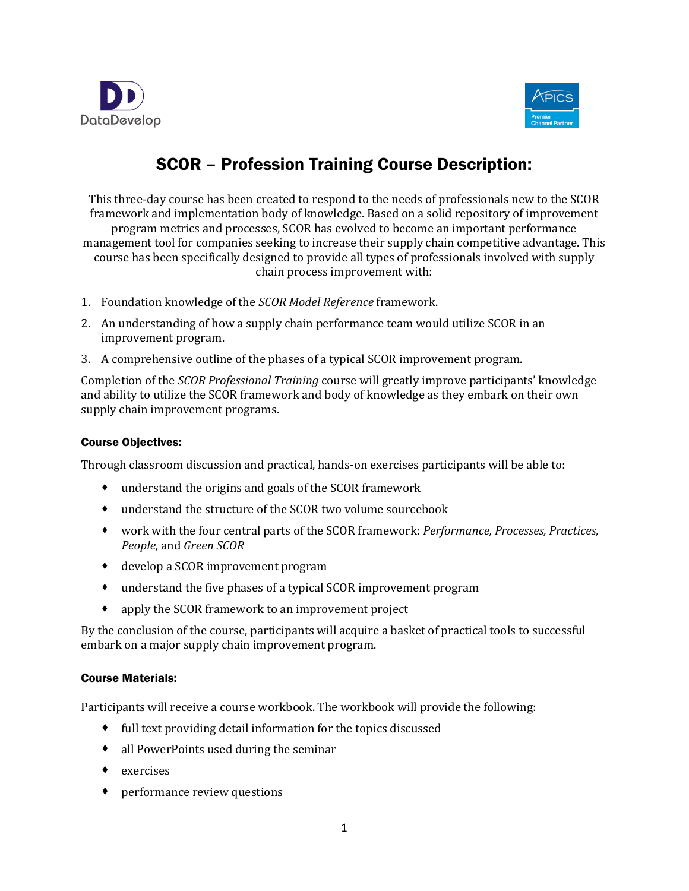# SCOR – Profession Training Course Description:

This three-day course has been created to respond to the needs of professionals new to the SCOR framework and implementation body of knowledge. Based on a solid repository of improvement program metrics and processes, SCOR has evolved to become an important performance management tool for companies seeking to increase their supply chain competitive advantage. This course has been specifically designed to provide all types of professionals involved with supply chain process improvement with:

1. Foundation knowledge of the *SCOR Model Reference* framework.
2. An understanding of how a supply chain performance team would utilize SCOR in an improvement program.
3. A comprehensive outline of the phases of a typical SCOR improvement program.

Completion of the *SCOR Professional Training* course will greatly improve participants' knowledge and ability to utilize the SCOR framework and body of knowledge as they embark on their own supply chain improvement programs.

### Course Objectives:

Through classroom discussion and practical, hands-on exercises participants will be able to:

- understand the origins and goals of the SCOR framework
- understand the structure of the SCOR two volume sourcebook
- work with the four central parts of the SCOR framework: *Performance, Processes, Practices, People,* and *Green SCOR*
- develop a SCOR improvement program
- understand the five phases of a typical SCOR improvement program
- apply the SCOR framework to an improvement project

By the conclusion of the course, participants will acquire a basket of practical tools to successful embark on a major supply chain improvement program.

### Course Materials:

Participants will receive a course workbook. The workbook will provide the following:

- full text providing detail information for the topics discussed
- all PowerPoints used during the seminar
- exercises
- performance review questions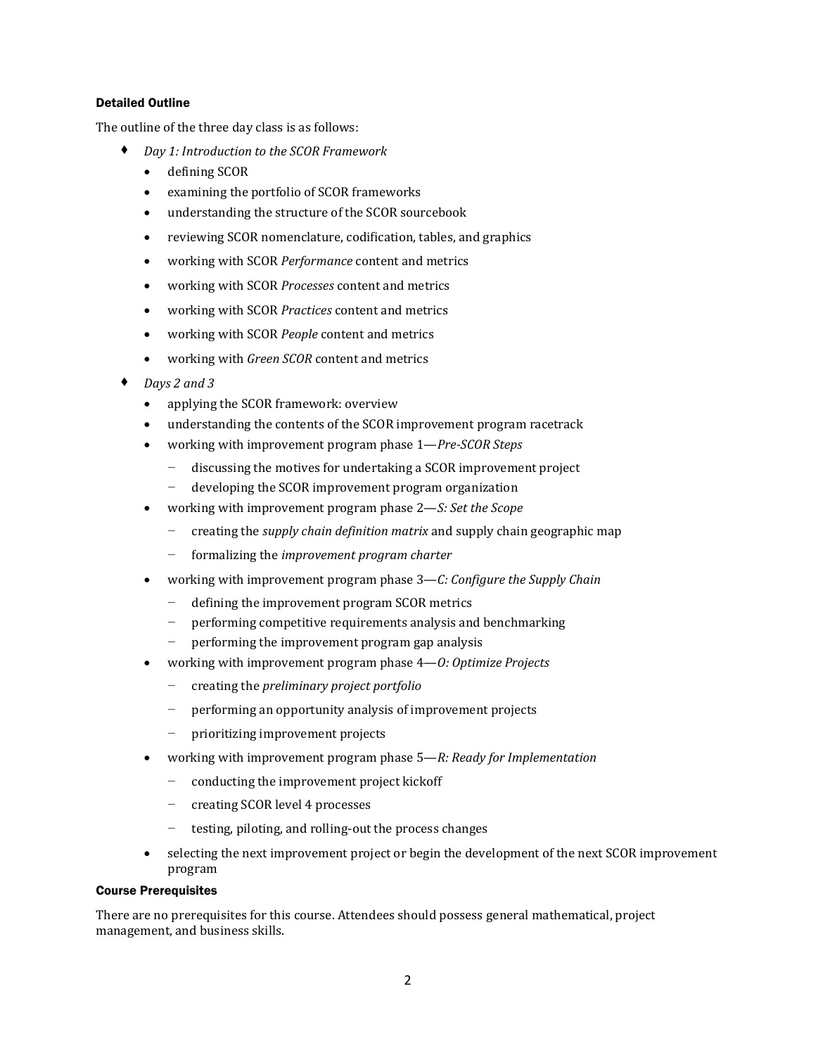### Detailed Outline

The outline of the three day class is as follows:

- *Day 1: Introduction to the SCOR Framework*
  - defining SCOR
  - examining the portfolio of SCOR frameworks
  - understanding the structure of the SCOR sourcebook
  - reviewing SCOR nomenclature, codification, tables, and graphics
  - working with SCOR *Performance* content and metrics
  - working with SCOR *Processes* content and metrics
  - working with SCOR *Practices* content and metrics
  - working with SCOR *People* content and metrics
  - working with *Green SCOR* content and metrics
- *Days 2 and 3*
  - applying the SCOR framework: overview
  - understanding the contents of the SCOR improvement program racetrack
  - working with improvement program phase 1—*Pre-SCOR Steps*
    - discussing the motives for undertaking a SCOR improvement project
    - developing the SCOR improvement program organization
  - working with improvement program phase 2—*S: Set the Scope*
    - creating the *supply chain definition matrix* and supply chain geographic map
    - formalizing the *improvement program charter*
  - working with improvement program phase 3—*C: Configure the Supply Chain*
    - defining the improvement program SCOR metrics
    - performing competitive requirements analysis and benchmarking
    - performing the improvement program gap analysis
  - working with improvement program phase 4—*O: Optimize Projects*
    - creating the *preliminary project portfolio*
    - performing an opportunity analysis of improvement projects
    - prioritizing improvement projects
  - working with improvement program phase 5—*R: Ready for Implementation*
    - conducting the improvement project kickoff
    - creating SCOR level 4 processes
    - testing, piloting, and rolling-out the process changes
  - selecting the next improvement project or begin the development of the next SCOR improvement program

### Course Prerequisites

There are no prerequisites for this course. Attendees should possess general mathematical, project management, and business skills.